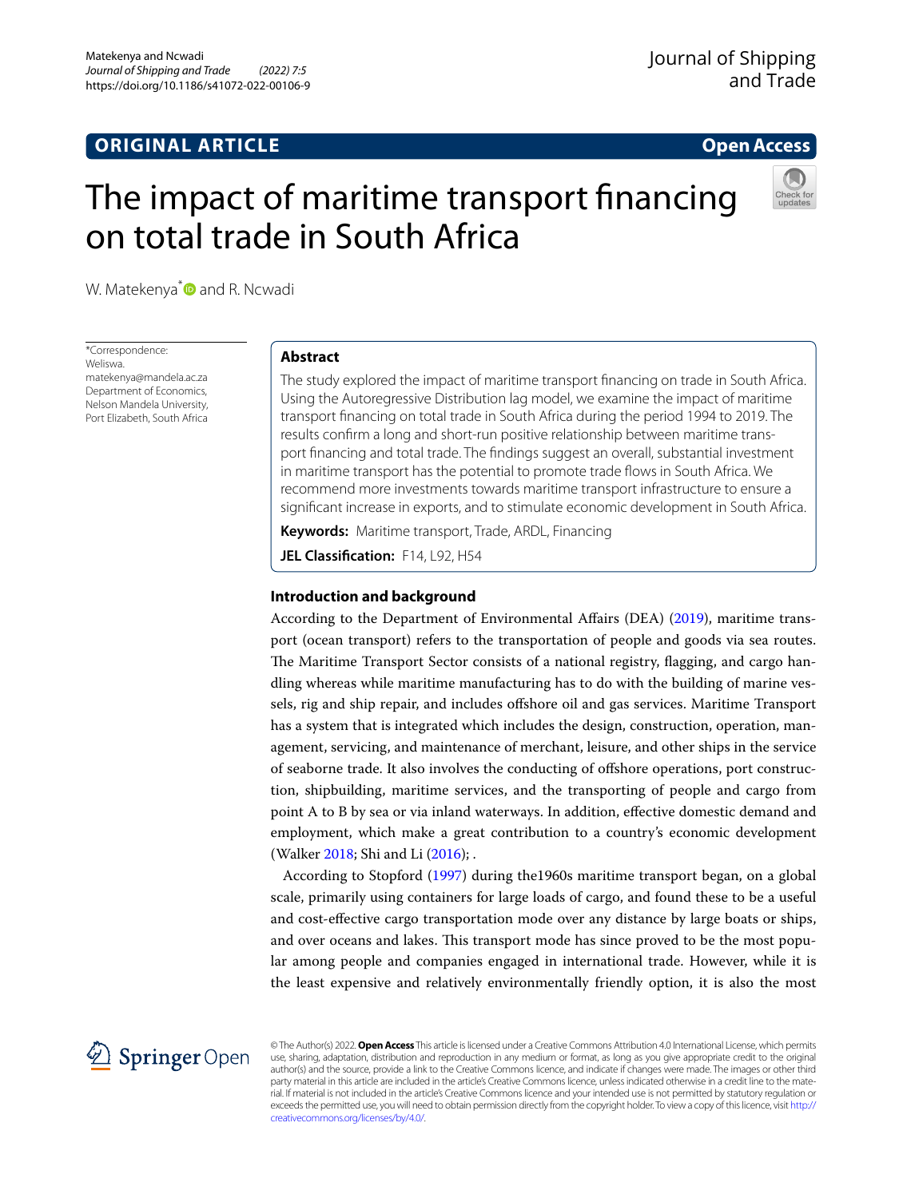**ORIGINAL ARTICLE** **Open Access**

# The impact of maritime transport financing on total trade in South Africa

W. Matekenya* and R. Ncwadi

*Correspondence: Weliswa.matekenya@mandela.ac.za
Department of Economics, Nelson Mandela University, Port Elizabeth, South Africa

## Abstract

The study explored the impact of maritime transport financing on trade in South Africa. Using the Autoregressive Distribution lag model, we examine the impact of maritime transport financing on total trade in South Africa during the period 1994 to 2019. The results confirm a long and short-run positive relationship between maritime transport financing and total trade. The findings suggest an overall, substantial investment in maritime transport has the potential to promote trade flows in South Africa. We recommend more investments towards maritime transport infrastructure to ensure a significant increase in exports, and to stimulate economic development in South Africa.

**Keywords:** Maritime transport, Trade, ARDL, Financing

**JEL Classification:** F14, L92, H54

## Introduction and background

According to the Department of Environmental Affairs (DEA) (2019), maritime transport (ocean transport) refers to the transportation of people and goods via sea routes. The Maritime Transport Sector consists of a national registry, flagging, and cargo handling whereas while maritime manufacturing has to do with the building of marine vessels, rig and ship repair, and includes offshore oil and gas services. Maritime Transport has a system that is integrated which includes the design, construction, operation, management, servicing, and maintenance of merchant, leisure, and other ships in the service of seaborne trade. It also involves the conducting of offshore operations, port construction, shipbuilding, maritime services, and the transporting of people and cargo from point A to B by sea or via inland waterways. In addition, effective domestic demand and employment, which make a great contribution to a country's economic development (Walker 2018; Shi and Li (2016); .

According to Stopford (1997) during the1960s maritime transport began, on a global scale, primarily using containers for large loads of cargo, and found these to be a useful and cost-effective cargo transportation mode over any distance by large boats or ships, and over oceans and lakes. This transport mode has since proved to be the most popular among people and companies engaged in international trade. However, while it is the least expensive and relatively environmentally friendly option, it is also the most

© The Author(s) 2022. **Open Access** This article is licensed under a Creative Commons Attribution 4.0 International License, which permits use, sharing, adaptation, distribution and reproduction in any medium or format, as long as you give appropriate credit to the original author(s) and the source, provide a link to the Creative Commons licence, and indicate if changes were made. The images or other third party material in this article are included in the article's Creative Commons licence, unless indicated otherwise in a credit line to the material. If material is not included in the article's Creative Commons licence and your intended use is not permitted by statutory regulation or exceeds the permitted use, you will need to obtain permission directly from the copyright holder. To view a copy of this licence, visit http://creativecommons.org/licenses/by/4.0/.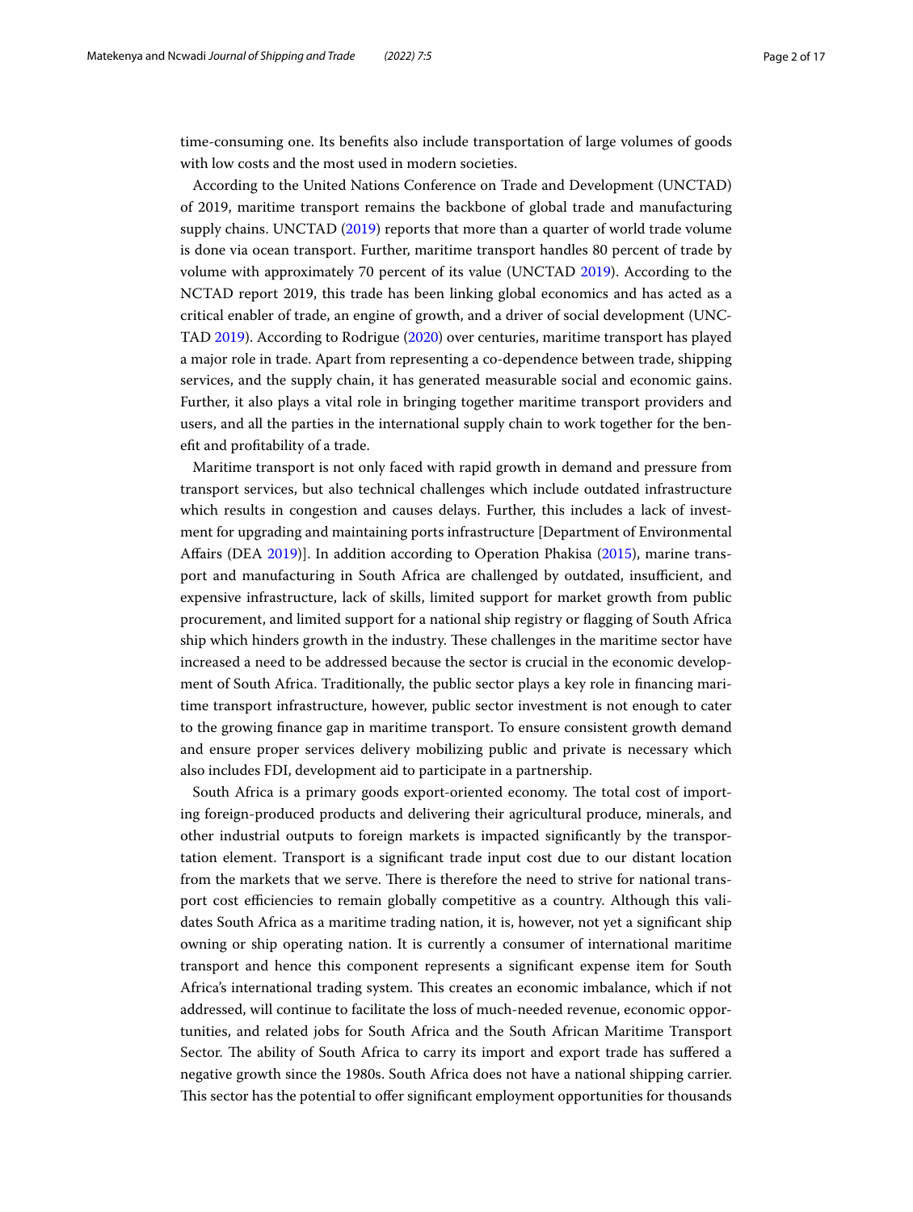time-consuming one. Its benefits also include transportation of large volumes of goods with low costs and the most used in modern societies.

According to the United Nations Conference on Trade and Development (UNCTAD) of 2019, maritime transport remains the backbone of global trade and manufacturing supply chains. UNCTAD (2019) reports that more than a quarter of world trade volume is done via ocean transport. Further, maritime transport handles 80 percent of trade by volume with approximately 70 percent of its value (UNCTAD 2019). According to the NCTAD report 2019, this trade has been linking global economics and has acted as a critical enabler of trade, an engine of growth, and a driver of social development (UNCTAD 2019). According to Rodrigue (2020) over centuries, maritime transport has played a major role in trade. Apart from representing a co-dependence between trade, shipping services, and the supply chain, it has generated measurable social and economic gains. Further, it also plays a vital role in bringing together maritime transport providers and users, and all the parties in the international supply chain to work together for the benefit and profitability of a trade.

Maritime transport is not only faced with rapid growth in demand and pressure from transport services, but also technical challenges which include outdated infrastructure which results in congestion and causes delays. Further, this includes a lack of investment for upgrading and maintaining ports infrastructure [Department of Environmental Affairs (DEA 2019)]. In addition according to Operation Phakisa (2015), marine transport and manufacturing in South Africa are challenged by outdated, insufficient, and expensive infrastructure, lack of skills, limited support for market growth from public procurement, and limited support for a national ship registry or flagging of South Africa ship which hinders growth in the industry. These challenges in the maritime sector have increased a need to be addressed because the sector is crucial in the economic development of South Africa. Traditionally, the public sector plays a key role in financing maritime transport infrastructure, however, public sector investment is not enough to cater to the growing finance gap in maritime transport. To ensure consistent growth demand and ensure proper services delivery mobilizing public and private is necessary which also includes FDI, development aid to participate in a partnership.

South Africa is a primary goods export-oriented economy. The total cost of importing foreign-produced products and delivering their agricultural produce, minerals, and other industrial outputs to foreign markets is impacted significantly by the transportation element. Transport is a significant trade input cost due to our distant location from the markets that we serve. There is therefore the need to strive for national transport cost efficiencies to remain globally competitive as a country. Although this validates South Africa as a maritime trading nation, it is, however, not yet a significant ship owning or ship operating nation. It is currently a consumer of international maritime transport and hence this component represents a significant expense item for South Africa's international trading system. This creates an economic imbalance, which if not addressed, will continue to facilitate the loss of much-needed revenue, economic opportunities, and related jobs for South Africa and the South African Maritime Transport Sector. The ability of South Africa to carry its import and export trade has suffered a negative growth since the 1980s. South Africa does not have a national shipping carrier. This sector has the potential to offer significant employment opportunities for thousands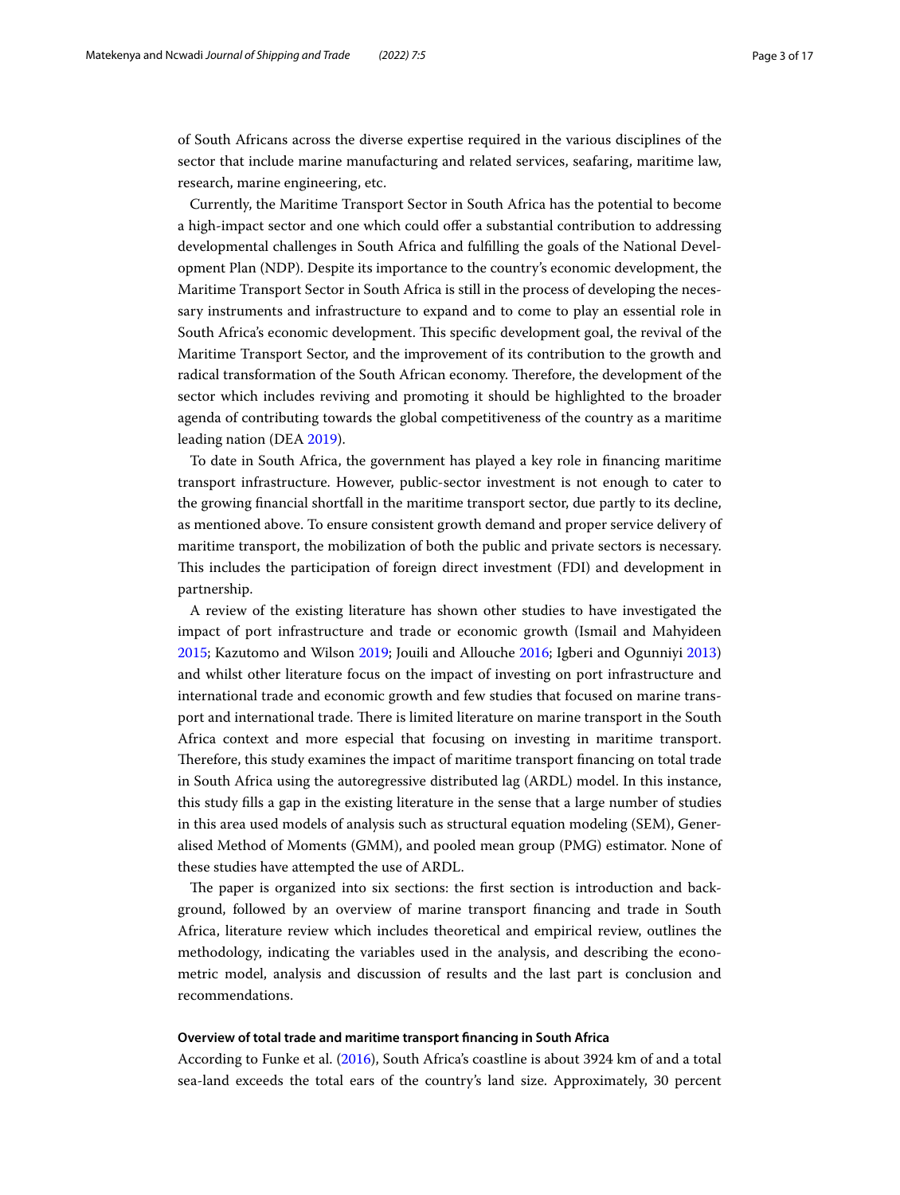of South Africans across the diverse expertise required in the various disciplines of the sector that include marine manufacturing and related services, seafaring, maritime law, research, marine engineering, etc.

Currently, the Maritime Transport Sector in South Africa has the potential to become a high-impact sector and one which could offer a substantial contribution to addressing developmental challenges in South Africa and fulfilling the goals of the National Development Plan (NDP). Despite its importance to the country's economic development, the Maritime Transport Sector in South Africa is still in the process of developing the necessary instruments and infrastructure to expand and to come to play an essential role in South Africa's economic development. This specific development goal, the revival of the Maritime Transport Sector, and the improvement of its contribution to the growth and radical transformation of the South African economy. Therefore, the development of the sector which includes reviving and promoting it should be highlighted to the broader agenda of contributing towards the global competitiveness of the country as a maritime leading nation (DEA 2019).

To date in South Africa, the government has played a key role in financing maritime transport infrastructure. However, public-sector investment is not enough to cater to the growing financial shortfall in the maritime transport sector, due partly to its decline, as mentioned above. To ensure consistent growth demand and proper service delivery of maritime transport, the mobilization of both the public and private sectors is necessary. This includes the participation of foreign direct investment (FDI) and development in partnership.

A review of the existing literature has shown other studies to have investigated the impact of port infrastructure and trade or economic growth (Ismail and Mahyideen 2015; Kazutomo and Wilson 2019; Jouili and Allouche 2016; Igberi and Ogunniyi 2013) and whilst other literature focus on the impact of investing on port infrastructure and international trade and economic growth and few studies that focused on marine transport and international trade. There is limited literature on marine transport in the South Africa context and more especial that focusing on investing in maritime transport. Therefore, this study examines the impact of maritime transport financing on total trade in South Africa using the autoregressive distributed lag (ARDL) model. In this instance, this study fills a gap in the existing literature in the sense that a large number of studies in this area used models of analysis such as structural equation modeling (SEM), Generalised Method of Moments (GMM), and pooled mean group (PMG) estimator. None of these studies have attempted the use of ARDL.

The paper is organized into six sections: the first section is introduction and background, followed by an overview of marine transport financing and trade in South Africa, literature review which includes theoretical and empirical review, outlines the methodology, indicating the variables used in the analysis, and describing the econometric model, analysis and discussion of results and the last part is conclusion and recommendations.

#### Overview of total trade and maritime transport financing in South Africa

According to Funke et al. (2016), South Africa's coastline is about 3924 km of and a total sea-land exceeds the total ears of the country's land size. Approximately, 30 percent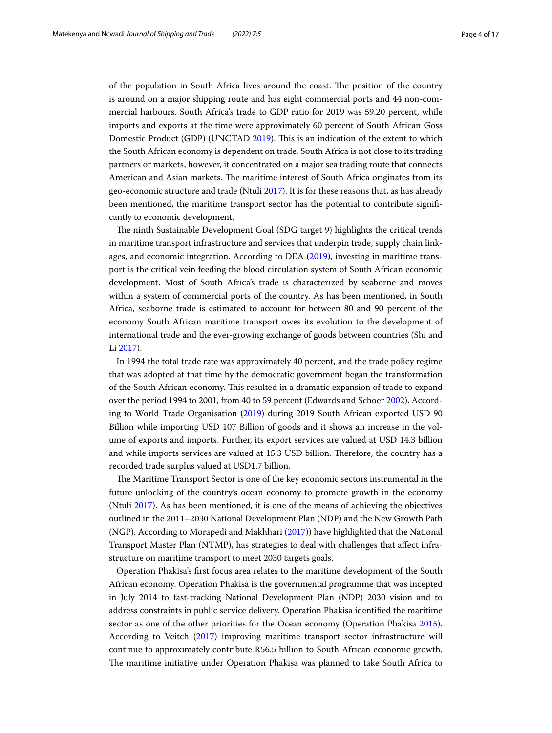of the population in South Africa lives around the coast. The position of the country is around on a major shipping route and has eight commercial ports and 44 non-commercial harbours. South Africa's trade to GDP ratio for 2019 was 59.20 percent, while imports and exports at the time were approximately 60 percent of South African Goss Domestic Product (GDP) (UNCTAD 2019). This is an indication of the extent to which the South African economy is dependent on trade. South Africa is not close to its trading partners or markets, however, it concentrated on a major sea trading route that connects American and Asian markets. The maritime interest of South Africa originates from its geo-economic structure and trade (Ntuli 2017). It is for these reasons that, as has already been mentioned, the maritime transport sector has the potential to contribute significantly to economic development.

The ninth Sustainable Development Goal (SDG target 9) highlights the critical trends in maritime transport infrastructure and services that underpin trade, supply chain linkages, and economic integration. According to DEA (2019), investing in maritime transport is the critical vein feeding the blood circulation system of South African economic development. Most of South Africa's trade is characterized by seaborne and moves within a system of commercial ports of the country. As has been mentioned, in South Africa, seaborne trade is estimated to account for between 80 and 90 percent of the economy South African maritime transport owes its evolution to the development of international trade and the ever-growing exchange of goods between countries (Shi and Li 2017).

In 1994 the total trade rate was approximately 40 percent, and the trade policy regime that was adopted at that time by the democratic government began the transformation of the South African economy. This resulted in a dramatic expansion of trade to expand over the period 1994 to 2001, from 40 to 59 percent (Edwards and Schoer 2002). According to World Trade Organisation (2019) during 2019 South Africa exported USD 90 Billion while importing USD 107 Billion of goods and it shows an increase in the volume of exports and imports. Further, its export services are valued at USD 14.3 billion and while imports services are valued at 15.3 USD billion. Therefore, the country has a recorded trade surplus valued at USD1.7 billion.

The Maritime Transport Sector is one of the key economic sectors instrumental in the future unlocking of the country's ocean economy to promote growth in the economy (Ntuli 2017). As has been mentioned, it is one of the means of achieving the objectives outlined in the 2011–2030 National Development Plan (NDP) and the New Growth Path (NGP). According to Morapedi and Makhhari (2017)) have highlighted that the National Transport Master Plan (NTMP), has strategies to deal with challenges that affect infrastructure on maritime transport to meet 2030 targets goals.

Operation Phakisa's first focus area relates to the maritime development of the South African economy. Operation Phakisa is the governmental programme that was incepted in July 2014 to fast-tracking National Development Plan (NDP) 2030 vision and to address constraints in public service delivery. Operation Phakisa identified the maritime sector as one of the other priorities for the Ocean economy (Operation Phakisa 2015). According to Veitch (2017) improving maritime transport sector infrastructure will continue to approximately contribute R56.5 billion to South African economic growth. The maritime initiative under Operation Phakisa was planned to take South Africa to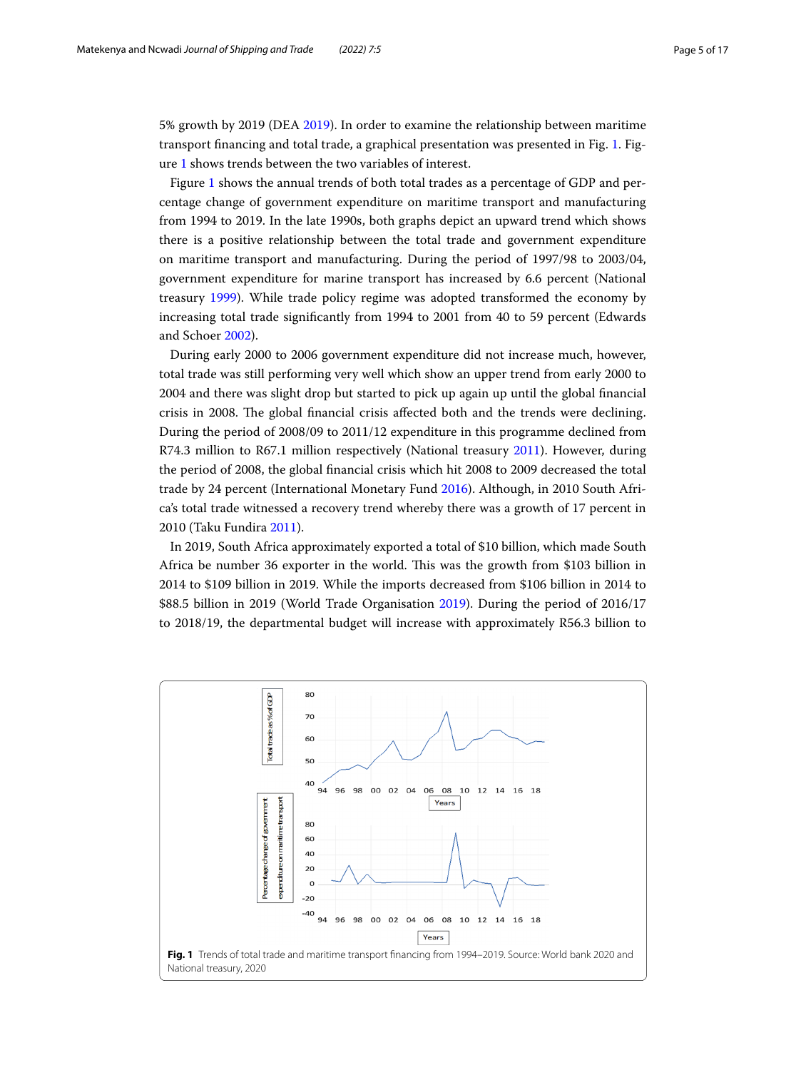5% growth by 2019 (DEA 2019). In order to examine the relationship between maritime transport financing and total trade, a graphical presentation was presented in Fig. 1. Figure 1 shows trends between the two variables of interest.

Figure 1 shows the annual trends of both total trades as a percentage of GDP and percentage change of government expenditure on maritime transport and manufacturing from 1994 to 2019. In the late 1990s, both graphs depict an upward trend which shows there is a positive relationship between the total trade and government expenditure on maritime transport and manufacturing. During the period of 1997/98 to 2003/04, government expenditure for marine transport has increased by 6.6 percent (National treasury 1999). While trade policy regime was adopted transformed the economy by increasing total trade significantly from 1994 to 2001 from 40 to 59 percent (Edwards and Schoer 2002).

During early 2000 to 2006 government expenditure did not increase much, however, total trade was still performing very well which show an upper trend from early 2000 to 2004 and there was slight drop but started to pick up again up until the global financial crisis in 2008. The global financial crisis affected both and the trends were declining. During the period of 2008/09 to 2011/12 expenditure in this programme declined from R74.3 million to R67.1 million respectively (National treasury 2011). However, during the period of 2008, the global financial crisis which hit 2008 to 2009 decreased the total trade by 24 percent (International Monetary Fund 2016). Although, in 2010 South Africa's total trade witnessed a recovery trend whereby there was a growth of 17 percent in 2010 (Taku Fundira 2011).

In 2019, South Africa approximately exported a total of $10 billion, which made South Africa be number 36 exporter in the world. This was the growth from $103 billion in 2014 to $109 billion in 2019. While the imports decreased from $106 billion in 2014 to $88.5 billion in 2019 (World Trade Organisation 2019). During the period of 2016/17 to 2018/19, the departmental budget will increase with approximately R56.3 billion to

Total trade as % of GDP

80
70
60
50
40

94 96 98 00 02 04 06 08 10 12 14 16 18

Years

Percentage change of government expenditure on maritime transport

80
60
40
20
0
-20
-40

94 96 98 00 02 04 06 08 10 12 14 16 18

Years

**Fig. 1** Trends of total trade and maritime transport financing from 1994–2019. Source: World bank 2020 and National treasury, 2020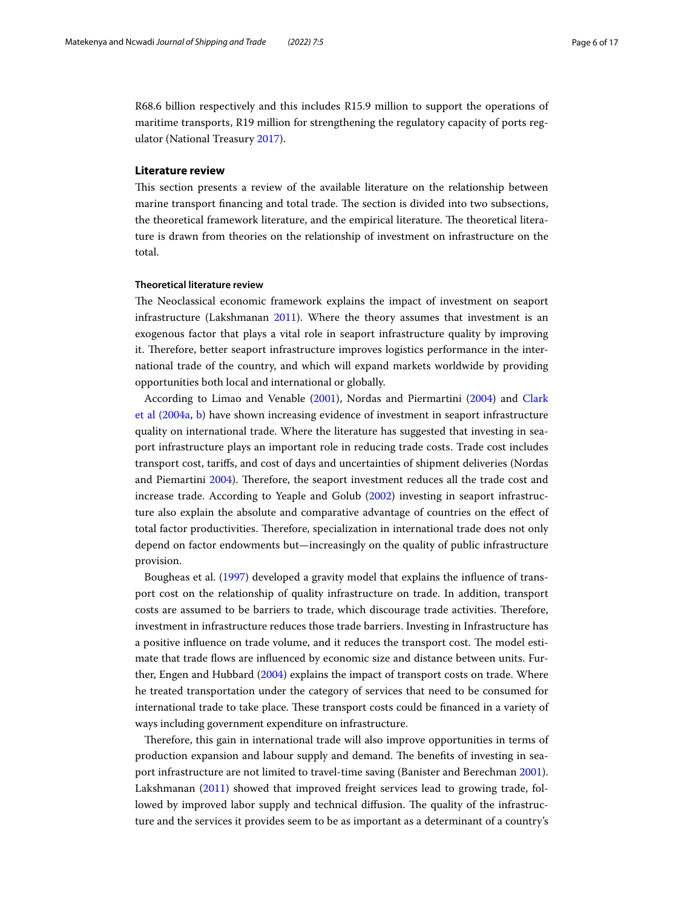R68.6 billion respectively and this includes R15.9 million to support the operations of maritime transports, R19 million for strengthening the regulatory capacity of ports regulator (National Treasury 2017).

## Literature review

This section presents a review of the available literature on the relationship between marine transport financing and total trade. The section is divided into two subsections, the theoretical framework literature, and the empirical literature. The theoretical literature is drawn from theories on the relationship of investment on infrastructure on the total.

### Theoretical literature review

The Neoclassical economic framework explains the impact of investment on seaport infrastructure (Lakshmanan 2011). Where the theory assumes that investment is an exogenous factor that plays a vital role in seaport infrastructure quality by improving it. Therefore, better seaport infrastructure improves logistics performance in the international trade of the country, and which will expand markets worldwide by providing opportunities both local and international or globally.

According to Limao and Venable (2001), Nordas and Piermartini (2004) and Clark et al (2004a, b) have shown increasing evidence of investment in seaport infrastructure quality on international trade. Where the literature has suggested that investing in seaport infrastructure plays an important role in reducing trade costs. Trade cost includes transport cost, tariffs, and cost of days and uncertainties of shipment deliveries (Nordas and Piemartini 2004). Therefore, the seaport investment reduces all the trade cost and increase trade. According to Yeaple and Golub (2002) investing in seaport infrastructure also explain the absolute and comparative advantage of countries on the effect of total factor productivities. Therefore, specialization in international trade does not only depend on factor endowments but—increasingly on the quality of public infrastructure provision.

Bougheas et al. (1997) developed a gravity model that explains the influence of transport cost on the relationship of quality infrastructure on trade. In addition, transport costs are assumed to be barriers to trade, which discourage trade activities. Therefore, investment in infrastructure reduces those trade barriers. Investing in Infrastructure has a positive influence on trade volume, and it reduces the transport cost. The model estimate that trade flows are influenced by economic size and distance between units. Further, Engen and Hubbard (2004) explains the impact of transport costs on trade. Where he treated transportation under the category of services that need to be consumed for international trade to take place. These transport costs could be financed in a variety of ways including government expenditure on infrastructure.

Therefore, this gain in international trade will also improve opportunities in terms of production expansion and labour supply and demand. The benefits of investing in seaport infrastructure are not limited to travel-time saving (Banister and Berechman 2001). Lakshmanan (2011) showed that improved freight services lead to growing trade, followed by improved labor supply and technical diffusion. The quality of the infrastructure and the services it provides seem to be as important as a determinant of a country's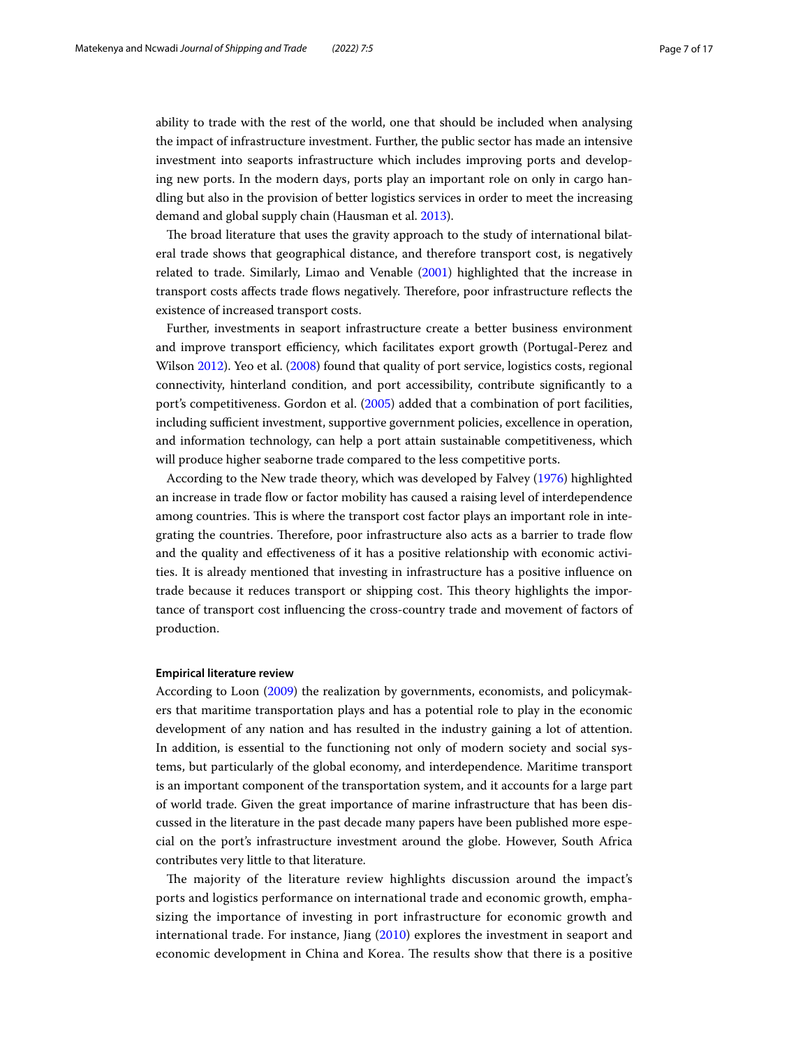ability to trade with the rest of the world, one that should be included when analysing the impact of infrastructure investment. Further, the public sector has made an intensive investment into seaports infrastructure which includes improving ports and developing new ports. In the modern days, ports play an important role on only in cargo handling but also in the provision of better logistics services in order to meet the increasing demand and global supply chain (Hausman et al. 2013).

The broad literature that uses the gravity approach to the study of international bilateral trade shows that geographical distance, and therefore transport cost, is negatively related to trade. Similarly, Limao and Venable (2001) highlighted that the increase in transport costs affects trade flows negatively. Therefore, poor infrastructure reflects the existence of increased transport costs.

Further, investments in seaport infrastructure create a better business environment and improve transport efficiency, which facilitates export growth (Portugal-Perez and Wilson 2012). Yeo et al. (2008) found that quality of port service, logistics costs, regional connectivity, hinterland condition, and port accessibility, contribute significantly to a port's competitiveness. Gordon et al. (2005) added that a combination of port facilities, including sufficient investment, supportive government policies, excellence in operation, and information technology, can help a port attain sustainable competitiveness, which will produce higher seaborne trade compared to the less competitive ports.

According to the New trade theory, which was developed by Falvey (1976) highlighted an increase in trade flow or factor mobility has caused a raising level of interdependence among countries. This is where the transport cost factor plays an important role in integrating the countries. Therefore, poor infrastructure also acts as a barrier to trade flow and the quality and effectiveness of it has a positive relationship with economic activities. It is already mentioned that investing in infrastructure has a positive influence on trade because it reduces transport or shipping cost. This theory highlights the importance of transport cost influencing the cross-country trade and movement of factors of production.

#### Empirical literature review

According to Loon (2009) the realization by governments, economists, and policymakers that maritime transportation plays and has a potential role to play in the economic development of any nation and has resulted in the industry gaining a lot of attention. In addition, is essential to the functioning not only of modern society and social systems, but particularly of the global economy, and interdependence. Maritime transport is an important component of the transportation system, and it accounts for a large part of world trade. Given the great importance of marine infrastructure that has been discussed in the literature in the past decade many papers have been published more especial on the port's infrastructure investment around the globe. However, South Africa contributes very little to that literature.

The majority of the literature review highlights discussion around the impact's ports and logistics performance on international trade and economic growth, emphasizing the importance of investing in port infrastructure for economic growth and international trade. For instance, Jiang (2010) explores the investment in seaport and economic development in China and Korea. The results show that there is a positive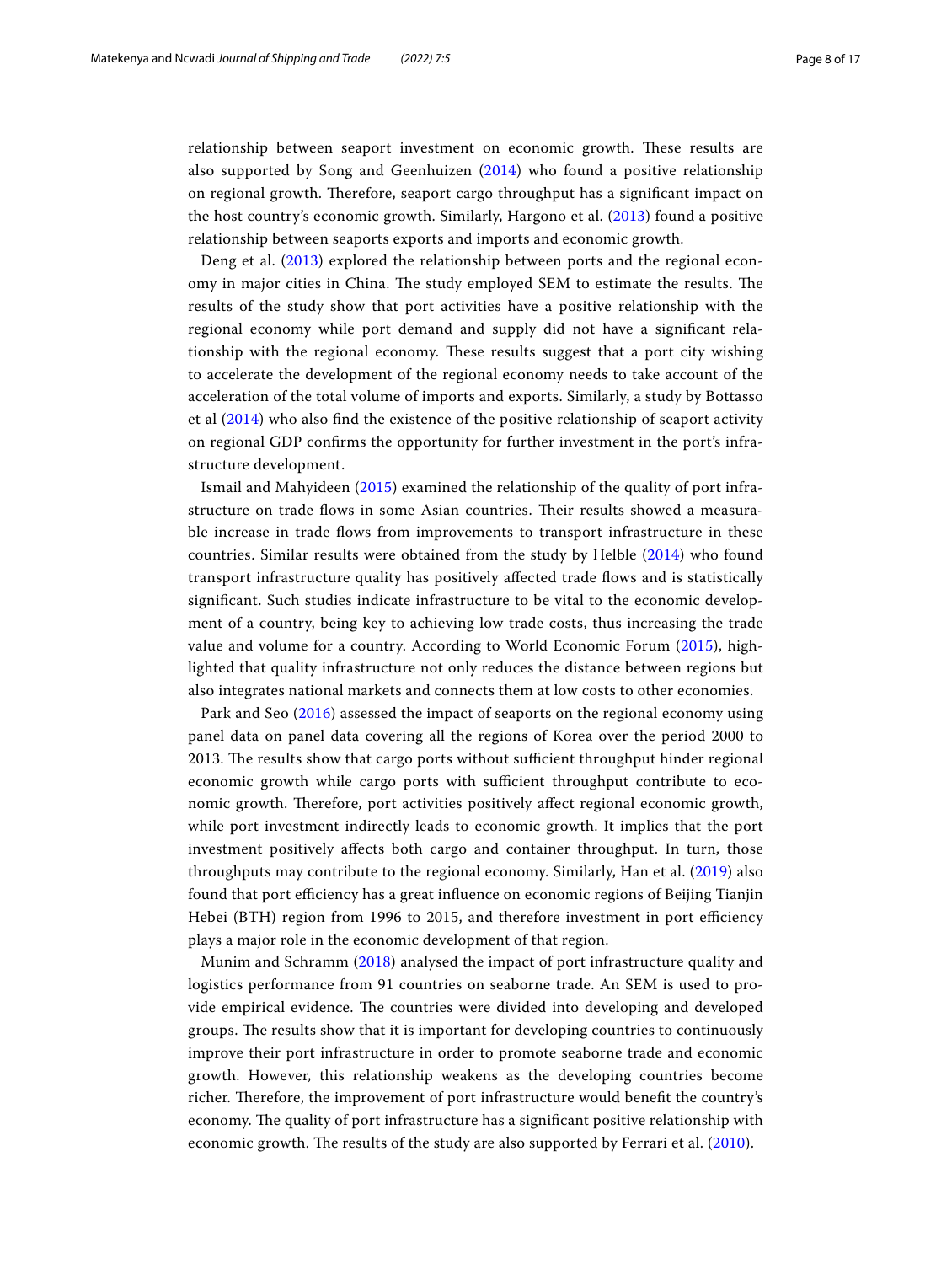relationship between seaport investment on economic growth. These results are also supported by Song and Geenhuizen (2014) who found a positive relationship on regional growth. Therefore, seaport cargo throughput has a significant impact on the host country's economic growth. Similarly, Hargono et al. (2013) found a positive relationship between seaports exports and imports and economic growth.

Deng et al. (2013) explored the relationship between ports and the regional economy in major cities in China. The study employed SEM to estimate the results. The results of the study show that port activities have a positive relationship with the regional economy while port demand and supply did not have a significant relationship with the regional economy. These results suggest that a port city wishing to accelerate the development of the regional economy needs to take account of the acceleration of the total volume of imports and exports. Similarly, a study by Bottasso et al (2014) who also find the existence of the positive relationship of seaport activity on regional GDP confirms the opportunity for further investment in the port's infrastructure development.

Ismail and Mahyideen (2015) examined the relationship of the quality of port infrastructure on trade flows in some Asian countries. Their results showed a measurable increase in trade flows from improvements to transport infrastructure in these countries. Similar results were obtained from the study by Helble (2014) who found transport infrastructure quality has positively affected trade flows and is statistically significant. Such studies indicate infrastructure to be vital to the economic development of a country, being key to achieving low trade costs, thus increasing the trade value and volume for a country. According to World Economic Forum (2015), highlighted that quality infrastructure not only reduces the distance between regions but also integrates national markets and connects them at low costs to other economies.

Park and Seo (2016) assessed the impact of seaports on the regional economy using panel data on panel data covering all the regions of Korea over the period 2000 to 2013. The results show that cargo ports without sufficient throughput hinder regional economic growth while cargo ports with sufficient throughput contribute to economic growth. Therefore, port activities positively affect regional economic growth, while port investment indirectly leads to economic growth. It implies that the port investment positively affects both cargo and container throughput. In turn, those throughputs may contribute to the regional economy. Similarly, Han et al. (2019) also found that port efficiency has a great influence on economic regions of Beijing Tianjin Hebei (BTH) region from 1996 to 2015, and therefore investment in port efficiency plays a major role in the economic development of that region.

Munim and Schramm (2018) analysed the impact of port infrastructure quality and logistics performance from 91 countries on seaborne trade. An SEM is used to provide empirical evidence. The countries were divided into developing and developed groups. The results show that it is important for developing countries to continuously improve their port infrastructure in order to promote seaborne trade and economic growth. However, this relationship weakens as the developing countries become richer. Therefore, the improvement of port infrastructure would benefit the country's economy. The quality of port infrastructure has a significant positive relationship with economic growth. The results of the study are also supported by Ferrari et al. (2010).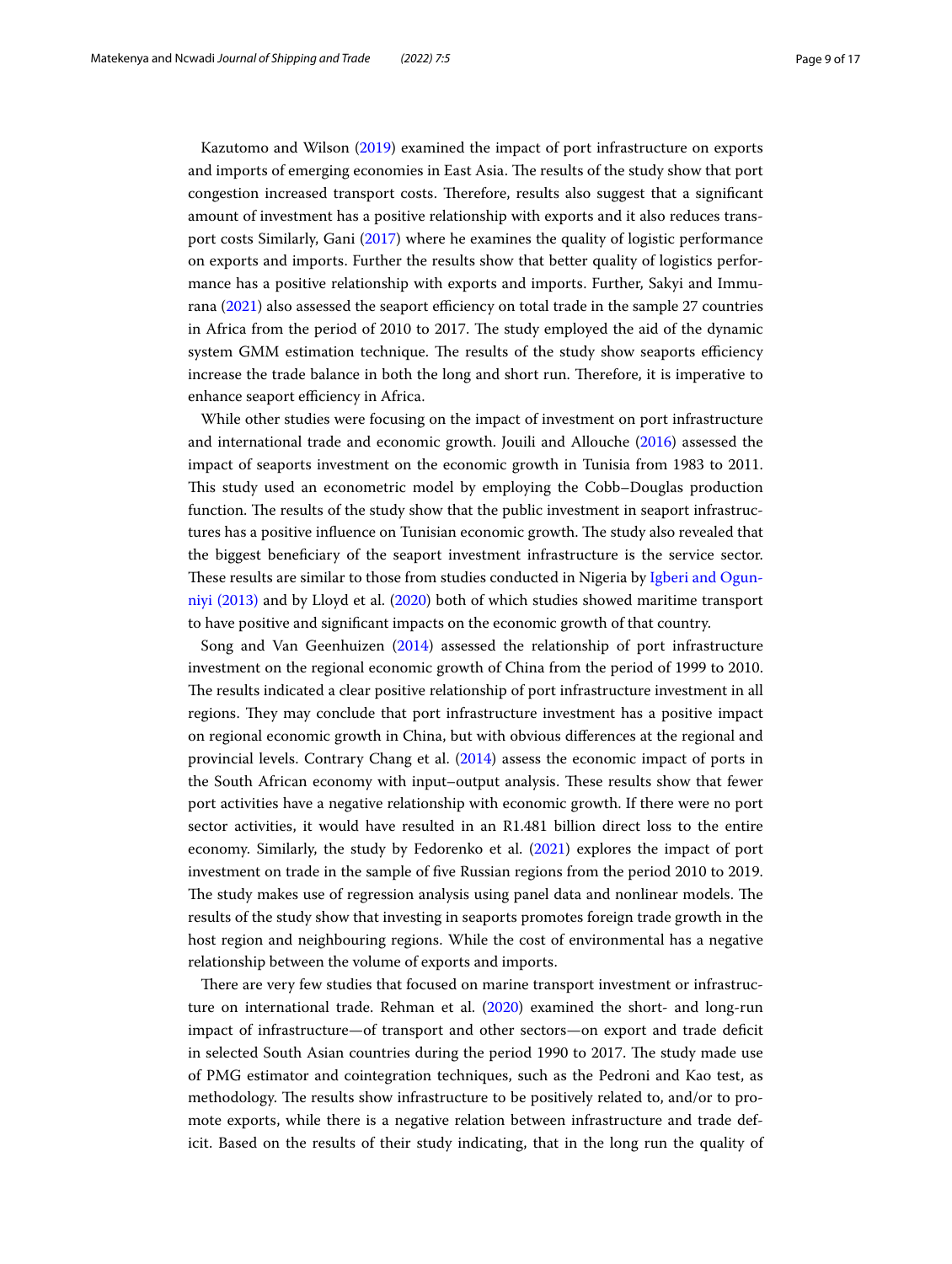Kazutomo and Wilson (2019) examined the impact of port infrastructure on exports and imports of emerging economies in East Asia. The results of the study show that port congestion increased transport costs. Therefore, results also suggest that a significant amount of investment has a positive relationship with exports and it also reduces transport costs Similarly, Gani (2017) where he examines the quality of logistic performance on exports and imports. Further the results show that better quality of logistics performance has a positive relationship with exports and imports. Further, Sakyi and Immurana (2021) also assessed the seaport efficiency on total trade in the sample 27 countries in Africa from the period of 2010 to 2017. The study employed the aid of the dynamic system GMM estimation technique. The results of the study show seaports efficiency increase the trade balance in both the long and short run. Therefore, it is imperative to enhance seaport efficiency in Africa.

While other studies were focusing on the impact of investment on port infrastructure and international trade and economic growth. Jouili and Allouche (2016) assessed the impact of seaports investment on the economic growth in Tunisia from 1983 to 2011. This study used an econometric model by employing the Cobb–Douglas production function. The results of the study show that the public investment in seaport infrastructures has a positive influence on Tunisian economic growth. The study also revealed that the biggest beneficiary of the seaport investment infrastructure is the service sector. These results are similar to those from studies conducted in Nigeria by Igberi and Ogunniyi (2013) and by Lloyd et al. (2020) both of which studies showed maritime transport to have positive and significant impacts on the economic growth of that country.

Song and Van Geenhuizen (2014) assessed the relationship of port infrastructure investment on the regional economic growth of China from the period of 1999 to 2010. The results indicated a clear positive relationship of port infrastructure investment in all regions. They may conclude that port infrastructure investment has a positive impact on regional economic growth in China, but with obvious differences at the regional and provincial levels. Contrary Chang et al. (2014) assess the economic impact of ports in the South African economy with input–output analysis. These results show that fewer port activities have a negative relationship with economic growth. If there were no port sector activities, it would have resulted in an R1.481 billion direct loss to the entire economy. Similarly, the study by Fedorenko et al. (2021) explores the impact of port investment on trade in the sample of five Russian regions from the period 2010 to 2019. The study makes use of regression analysis using panel data and nonlinear models. The results of the study show that investing in seaports promotes foreign trade growth in the host region and neighbouring regions. While the cost of environmental has a negative relationship between the volume of exports and imports.

There are very few studies that focused on marine transport investment or infrastructure on international trade. Rehman et al. (2020) examined the short- and long-run impact of infrastructure—of transport and other sectors—on export and trade deficit in selected South Asian countries during the period 1990 to 2017. The study made use of PMG estimator and cointegration techniques, such as the Pedroni and Kao test, as methodology. The results show infrastructure to be positively related to, and/or to promote exports, while there is a negative relation between infrastructure and trade deficit. Based on the results of their study indicating, that in the long run the quality of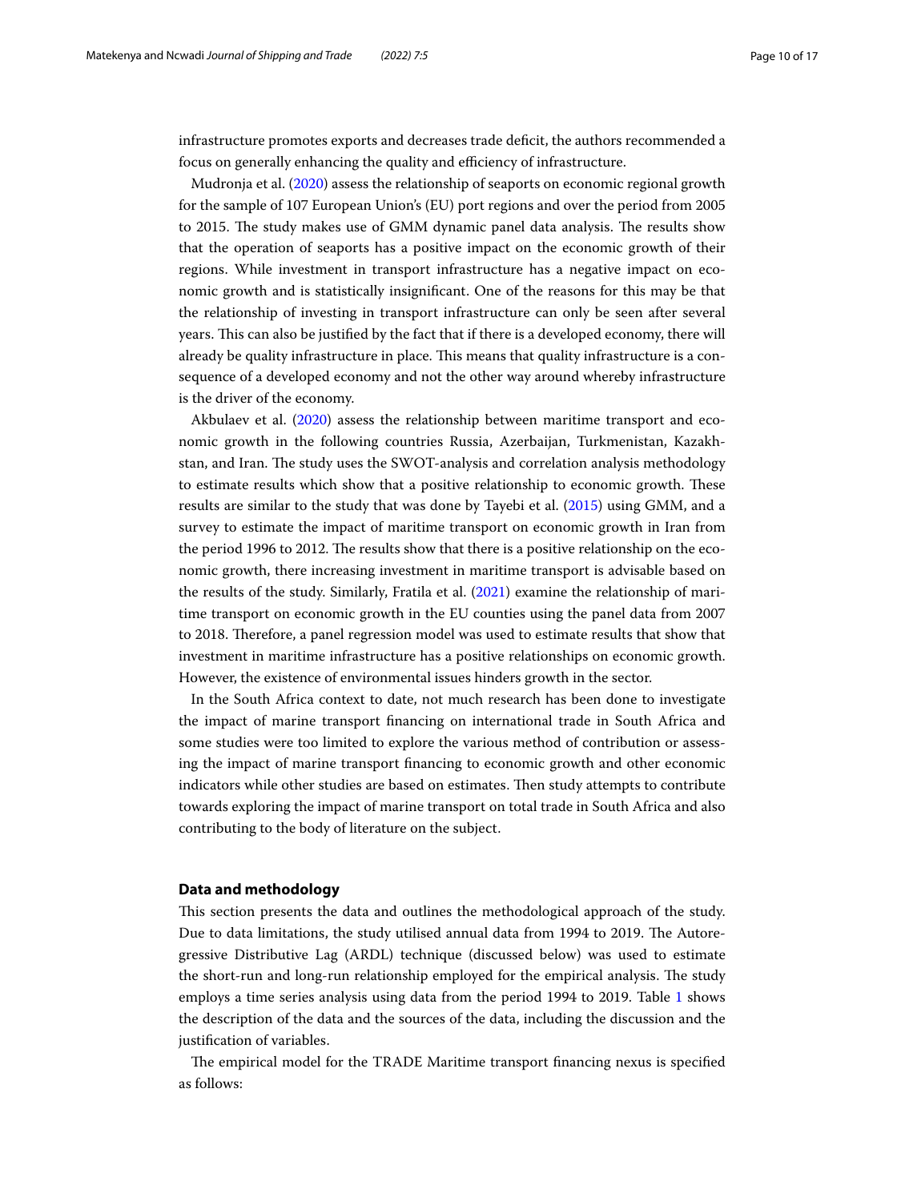infrastructure promotes exports and decreases trade deficit, the authors recommended a focus on generally enhancing the quality and efficiency of infrastructure.

Mudronja et al. (2020) assess the relationship of seaports on economic regional growth for the sample of 107 European Union's (EU) port regions and over the period from 2005 to 2015. The study makes use of GMM dynamic panel data analysis. The results show that the operation of seaports has a positive impact on the economic growth of their regions. While investment in transport infrastructure has a negative impact on economic growth and is statistically insignificant. One of the reasons for this may be that the relationship of investing in transport infrastructure can only be seen after several years. This can also be justified by the fact that if there is a developed economy, there will already be quality infrastructure in place. This means that quality infrastructure is a consequence of a developed economy and not the other way around whereby infrastructure is the driver of the economy.

Akbulaev et al. (2020) assess the relationship between maritime transport and economic growth in the following countries Russia, Azerbaijan, Turkmenistan, Kazakhstan, and Iran. The study uses the SWOT-analysis and correlation analysis methodology to estimate results which show that a positive relationship to economic growth. These results are similar to the study that was done by Tayebi et al. (2015) using GMM, and a survey to estimate the impact of maritime transport on economic growth in Iran from the period 1996 to 2012. The results show that there is a positive relationship on the economic growth, there increasing investment in maritime transport is advisable based on the results of the study. Similarly, Fratila et al. (2021) examine the relationship of maritime transport on economic growth in the EU counties using the panel data from 2007 to 2018. Therefore, a panel regression model was used to estimate results that show that investment in maritime infrastructure has a positive relationships on economic growth. However, the existence of environmental issues hinders growth in the sector.

In the South Africa context to date, not much research has been done to investigate the impact of marine transport financing on international trade in South Africa and some studies were too limited to explore the various method of contribution or assessing the impact of marine transport financing to economic growth and other economic indicators while other studies are based on estimates. Then study attempts to contribute towards exploring the impact of marine transport on total trade in South Africa and also contributing to the body of literature on the subject.

## Data and methodology

This section presents the data and outlines the methodological approach of the study. Due to data limitations, the study utilised annual data from 1994 to 2019. The Autoregressive Distributive Lag (ARDL) technique (discussed below) was used to estimate the short-run and long-run relationship employed for the empirical analysis. The study employs a time series analysis using data from the period 1994 to 2019. Table 1 shows the description of the data and the sources of the data, including the discussion and the justification of variables.

The empirical model for the TRADE Maritime transport financing nexus is specified as follows: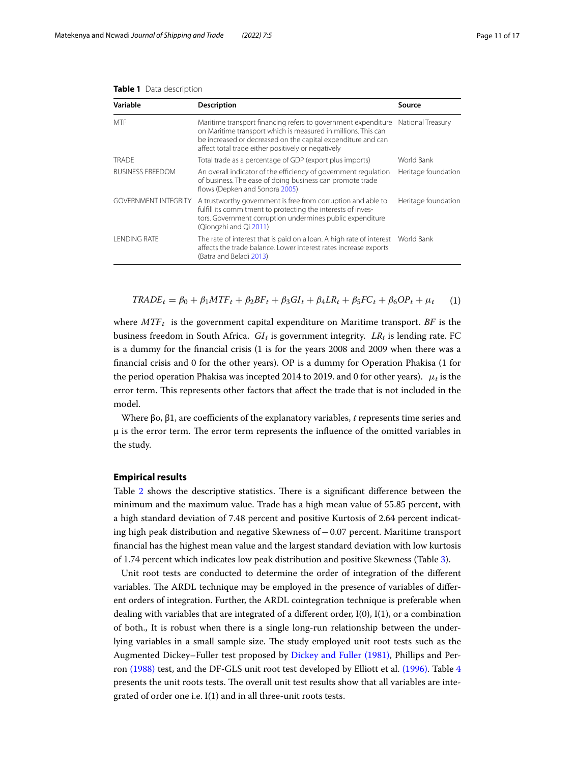**Table 1** Data description

| Variable | Description | Source |
|---|---|---|
| MTF | Maritime transport financing refers to government expenditure on Maritime transport which is measured in millions. This can be increased or decreased on the capital expenditure and can affect total trade either positively or negatively | National Treasury |
| TRADE | Total trade as a percentage of GDP (export plus imports) | World Bank |
| BUSINESS FREEDOM | An overall indicator of the efficiency of government regulation of business. The ease of doing business can promote trade flows (Depken and Sonora 2005) | Heritage foundation |
| GOVERNMENT INTEGRITY | A trustworthy government is free from corruption and able to fulfill its commitment to protecting the interests of investors. Government corruption undermines public expenditure (Qiongzhi and Qi 2011) | Heritage foundation |
| LENDING RATE | The rate of interest that is paid on a loan. A high rate of interest affects the trade balance. Lower interest rates increase exports (Batra and Beladi 2013) | World Bank |

$$TRADE_t = \beta_0 + \beta_1 MTF_t + \beta_2 BF_t + \beta_3 GI_t + \beta_4 LR_t + \beta_5 FC_t + \beta_6 OP_t + \mu_t \quad (1)$$

where $MTF_t$ is the government capital expenditure on Maritime transport. $BF$ is the business freedom in South Africa. $GI_t$ is government integrity. $LR_t$ is lending rate. FC is a dummy for the financial crisis (1 is for the years 2008 and 2009 when there was a financial crisis and 0 for the other years). OP is a dummy for Operation Phakisa (1 for the period operation Phakisa was incepted 2014 to 2019. and 0 for other years). $\mu_t$ is the error term. This represents other factors that affect the trade that is not included in the model.

Where βo, β1, are coefficients of the explanatory variables, *t* represents time series and μ is the error term. The error term represents the influence of the omitted variables in the study.

## Empirical results

Table 2 shows the descriptive statistics. There is a significant difference between the minimum and the maximum value. Trade has a high mean value of 55.85 percent, with a high standard deviation of 7.48 percent and positive Kurtosis of 2.64 percent indicating high peak distribution and negative Skewness of −0.07 percent. Maritime transport financial has the highest mean value and the largest standard deviation with low kurtosis of 1.74 percent which indicates low peak distribution and positive Skewness (Table 3).

Unit root tests are conducted to determine the order of integration of the different variables. The ARDL technique may be employed in the presence of variables of different orders of integration. Further, the ARDL cointegration technique is preferable when dealing with variables that are integrated of a different order, I(0), I(1), or a combination of both., It is robust when there is a single long-run relationship between the underlying variables in a small sample size. The study employed unit root tests such as the Augmented Dickey–Fuller test proposed by Dickey and Fuller (1981), Phillips and Perron (1988) test, and the DF-GLS unit root test developed by Elliott et al. (1996). Table 4 presents the unit roots tests. The overall unit test results show that all variables are integrated of order one i.e. I(1) and in all three-unit roots tests.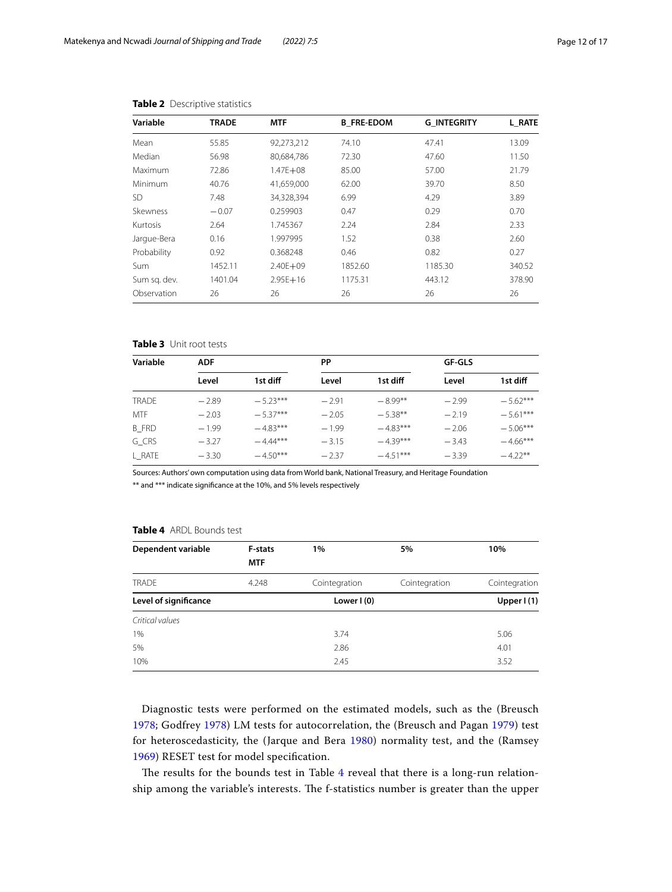**Table 2** Descriptive statistics

| Variable | TRADE | MTF | B_FRE-EDOM | G_INTEGRITY | L_RATE |
|---|---|---|---|---|---|
| Mean | 55.85 | 92,273,212 | 74.10 | 47.41 | 13.09 |
| Median | 56.98 | 80,684,786 | 72.30 | 47.60 | 11.50 |
| Maximum | 72.86 | 1.47E+08 | 85.00 | 57.00 | 21.79 |
| Minimum | 40.76 | 41,659,000 | 62.00 | 39.70 | 8.50 |
| SD | 7.48 | 34,328,394 | 6.99 | 4.29 | 3.89 |
| Skewness | −0.07 | 0.259903 | 0.47 | 0.29 | 0.70 |
| Kurtosis | 2.64 | 1.745367 | 2.24 | 2.84 | 2.33 |
| Jargue-Bera | 0.16 | 1.997995 | 1.52 | 0.38 | 2.60 |
| Probability | 0.92 | 0.368248 | 0.46 | 0.82 | 0.27 |
| Sum | 1452.11 | 2.40E+09 | 1852.60 | 1185.30 | 340.52 |
| Sum sq. dev. | 1401.04 | 2.95E+16 | 1175.31 | 443.12 | 378.90 |
| Observation | 26 | 26 | 26 | 26 | 26 |

**Table 3** Unit root tests

| Variable | ADF | | PP | | GF-GLS | |
|---|---|---|---|---|---|---|
| | Level | 1st diff | Level | 1st diff | Level | 1st diff |
| TRADE | −2.89 | −5.23*** | −2.91 | −8.99** | −2.99 | −5.62*** |
| MTF | −2.03 | −5.37*** | −2.05 | −5.38** | −2.19 | −5.61*** |
| B_FRD | −1.99 | −4.83*** | −1.99 | −4.83*** | −2.06 | −5.06*** |
| G_CRS | −3.27 | −4.44*** | −3.15 | −4.39*** | −3.43 | −4.66*** |
| L_RATE | −3.30 | −4.50*** | −2.37 | −4.51*** | −3.39 | −4.22** |

Sources: Authors' own computation using data from World bank, National Treasury, and Heritage Foundation

** and *** indicate significance at the 10%, and 5% levels respectively

**Table 4** ARDL Bounds test

| Dependent variable | F-stats MTF | 1% | 5% | 10% |
|---|---|---|---|---|
| TRADE | 4.248 | Cointegration | Cointegration | Cointegration |
| **Level of significance** | | **Lower I (0)** | | **Upper I (1)** |
| *Critical values* | | | | |
| 1% | | 3.74 | | 5.06 |
| 5% | | 2.86 | | 4.01 |
| 10% | | 2.45 | | 3.52 |

Diagnostic tests were performed on the estimated models, such as the (Breusch 1978; Godfrey 1978) LM tests for autocorrelation, the (Breusch and Pagan 1979) test for heteroscedasticity, the (Jarque and Bera 1980) normality test, and the (Ramsey 1969) RESET test for model specification.

The results for the bounds test in Table 4 reveal that there is a long-run relationship among the variable's interests. The f-statistics number is greater than the upper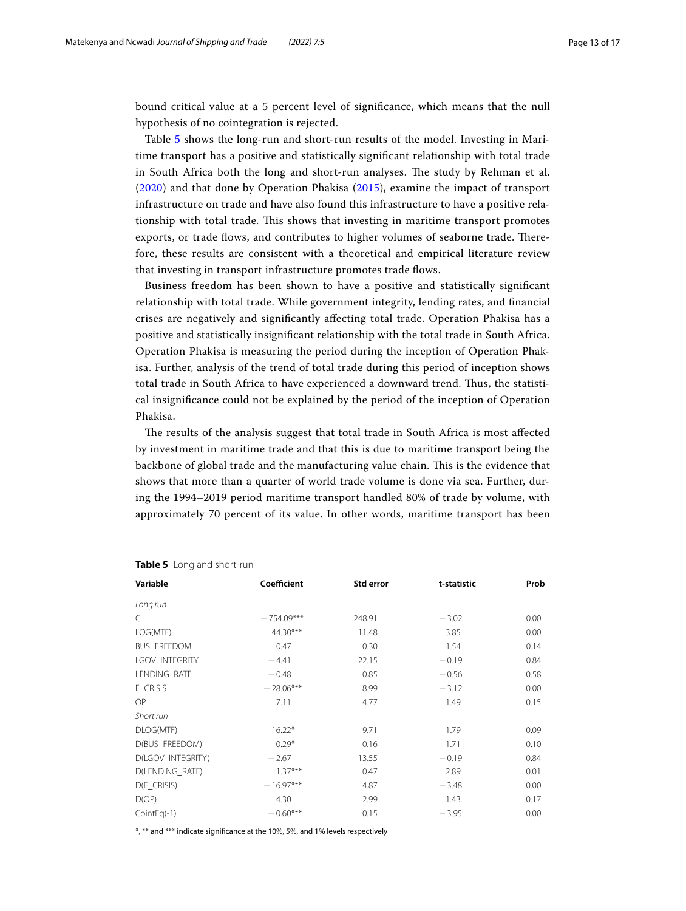bound critical value at a 5 percent level of significance, which means that the null hypothesis of no cointegration is rejected.

Table 5 shows the long-run and short-run results of the model. Investing in Maritime transport has a positive and statistically significant relationship with total trade in South Africa both the long and short-run analyses. The study by Rehman et al. (2020) and that done by Operation Phakisa (2015), examine the impact of transport infrastructure on trade and have also found this infrastructure to have a positive relationship with total trade. This shows that investing in maritime transport promotes exports, or trade flows, and contributes to higher volumes of seaborne trade. Therefore, these results are consistent with a theoretical and empirical literature review that investing in transport infrastructure promotes trade flows.

Business freedom has been shown to have a positive and statistically significant relationship with total trade. While government integrity, lending rates, and financial crises are negatively and significantly affecting total trade. Operation Phakisa has a positive and statistically insignificant relationship with the total trade in South Africa. Operation Phakisa is measuring the period during the inception of Operation Phakisa. Further, analysis of the trend of total trade during this period of inception shows total trade in South Africa to have experienced a downward trend. Thus, the statistical insignificance could not be explained by the period of the inception of Operation Phakisa.

The results of the analysis suggest that total trade in South Africa is most affected by investment in maritime trade and that this is due to maritime transport being the backbone of global trade and the manufacturing value chain. This is the evidence that shows that more than a quarter of world trade volume is done via sea. Further, during the 1994–2019 period maritime transport handled 80% of trade by volume, with approximately 70 percent of its value. In other words, maritime transport has been

**Table 5** Long and short-run

| Variable | Coefficient | Std error | t-statistic | Prob |
|---|---|---|---|---|
| *Long run* | | | | |
| C | −754.09*** | 248.91 | −3.02 | 0.00 |
| LOG(MTF) | 44.30*** | 11.48 | 3.85 | 0.00 |
| BUS_FREEDOM | 0.47 | 0.30 | 1.54 | 0.14 |
| LGOV_INTEGRITY | −4.41 | 22.15 | −0.19 | 0.84 |
| LENDING_RATE | −0.48 | 0.85 | −0.56 | 0.58 |
| F_CRISIS | −28.06*** | 8.99 | −3.12 | 0.00 |
| OP | 7.11 | 4.77 | 1.49 | 0.15 |
| *Short run* | | | | |
| DLOG(MTF) | 16.22* | 9.71 | 1.79 | 0.09 |
| D(BUS_FREEDOM) | 0.29* | 0.16 | 1.71 | 0.10 |
| D(LGOV_INTEGRITY) | −2.67 | 13.55 | −0.19 | 0.84 |
| D(LENDING_RATE) | 1.37*** | 0.47 | 2.89 | 0.01 |
| D(F_CRISIS) | −16.97*** | 4.87 | −3.48 | 0.00 |
| D(OP) | 4.30 | 2.99 | 1.43 | 0.17 |
| CointEq(-1) | −0.60*** | 0.15 | −3.95 | 0.00 |

*, ** and *** indicate significance at the 10%, 5%, and 1% levels respectively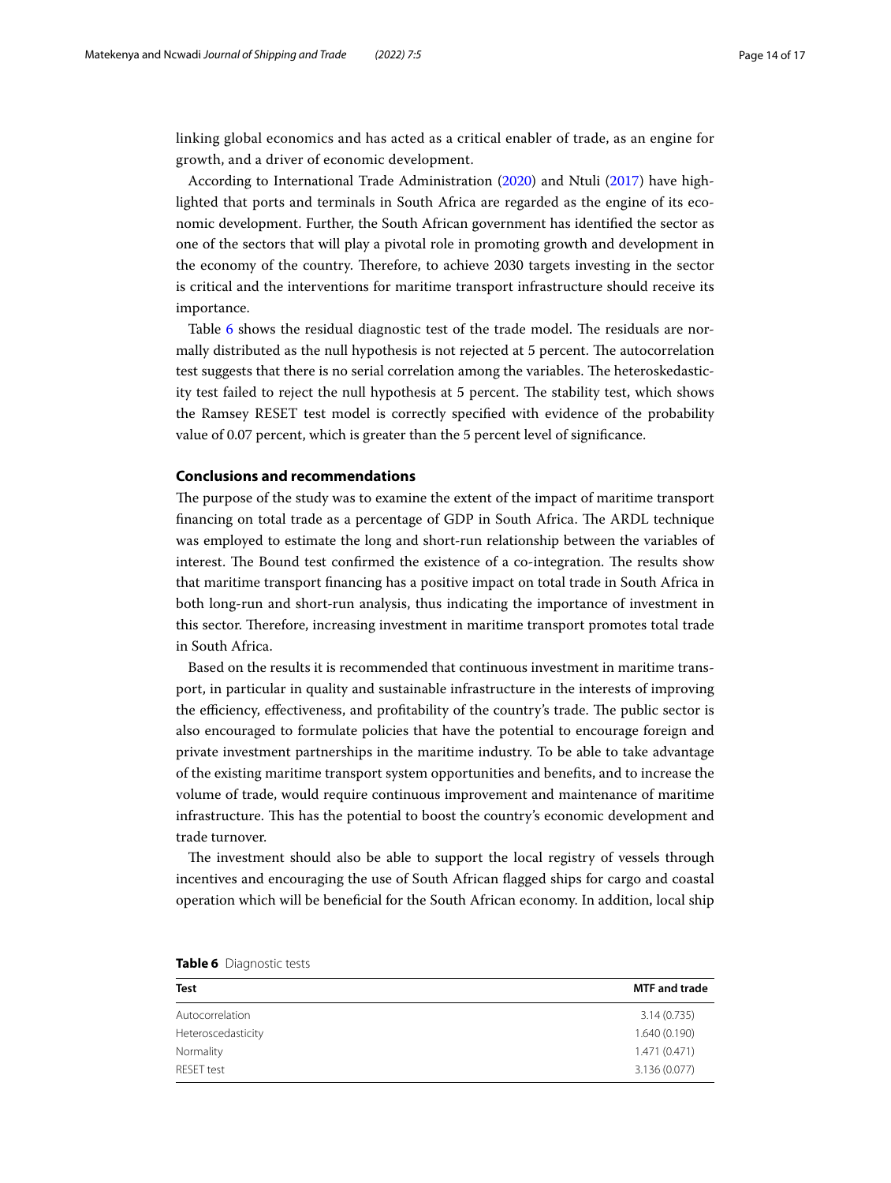linking global economics and has acted as a critical enabler of trade, as an engine for growth, and a driver of economic development.

According to International Trade Administration (2020) and Ntuli (2017) have highlighted that ports and terminals in South Africa are regarded as the engine of its economic development. Further, the South African government has identified the sector as one of the sectors that will play a pivotal role in promoting growth and development in the economy of the country. Therefore, to achieve 2030 targets investing in the sector is critical and the interventions for maritime transport infrastructure should receive its importance.

Table 6 shows the residual diagnostic test of the trade model. The residuals are normally distributed as the null hypothesis is not rejected at 5 percent. The autocorrelation test suggests that there is no serial correlation among the variables. The heteroskedasticity test failed to reject the null hypothesis at 5 percent. The stability test, which shows the Ramsey RESET test model is correctly specified with evidence of the probability value of 0.07 percent, which is greater than the 5 percent level of significance.

## Conclusions and recommendations

The purpose of the study was to examine the extent of the impact of maritime transport financing on total trade as a percentage of GDP in South Africa. The ARDL technique was employed to estimate the long and short-run relationship between the variables of interest. The Bound test confirmed the existence of a co-integration. The results show that maritime transport financing has a positive impact on total trade in South Africa in both long-run and short-run analysis, thus indicating the importance of investment in this sector. Therefore, increasing investment in maritime transport promotes total trade in South Africa.

Based on the results it is recommended that continuous investment in maritime transport, in particular in quality and sustainable infrastructure in the interests of improving the efficiency, effectiveness, and profitability of the country's trade. The public sector is also encouraged to formulate policies that have the potential to encourage foreign and private investment partnerships in the maritime industry. To be able to take advantage of the existing maritime transport system opportunities and benefits, and to increase the volume of trade, would require continuous improvement and maintenance of maritime infrastructure. This has the potential to boost the country's economic development and trade turnover.

The investment should also be able to support the local registry of vessels through incentives and encouraging the use of South African flagged ships for cargo and coastal operation which will be beneficial for the South African economy. In addition, local ship

**Table 6** Diagnostic tests

| Test | MTF and trade |
|---|---|
| Autocorrelation | 3.14 (0.735) |
| Heteroscedasticity | 1.640 (0.190) |
| Normality | 1.471 (0.471) |
| RESET test | 3.136 (0.077) |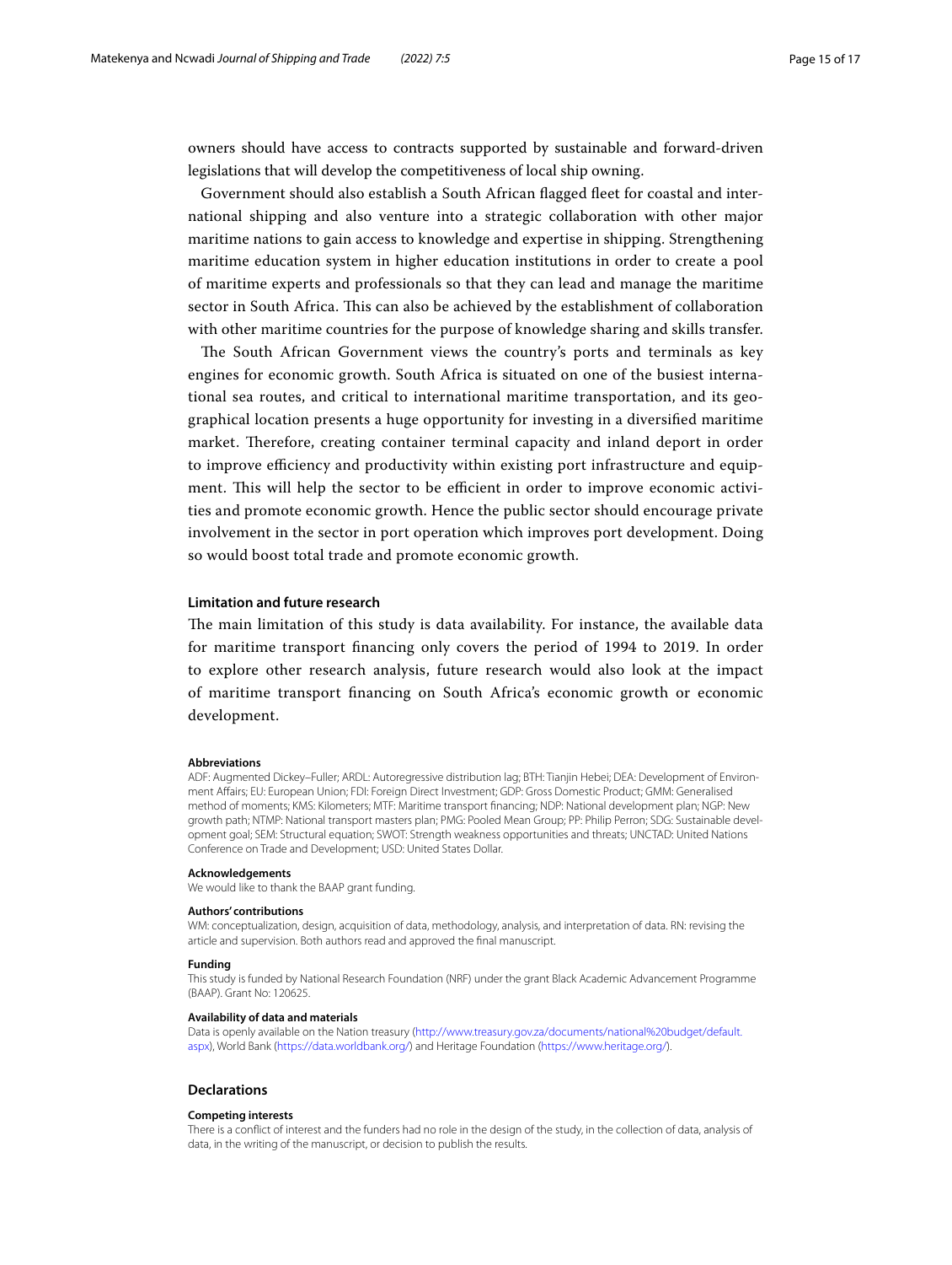owners should have access to contracts supported by sustainable and forward-driven legislations that will develop the competitiveness of local ship owning.

Government should also establish a South African flagged fleet for coastal and international shipping and also venture into a strategic collaboration with other major maritime nations to gain access to knowledge and expertise in shipping. Strengthening maritime education system in higher education institutions in order to create a pool of maritime experts and professionals so that they can lead and manage the maritime sector in South Africa. This can also be achieved by the establishment of collaboration with other maritime countries for the purpose of knowledge sharing and skills transfer.

The South African Government views the country's ports and terminals as key engines for economic growth. South Africa is situated on one of the busiest international sea routes, and critical to international maritime transportation, and its geographical location presents a huge opportunity for investing in a diversified maritime market. Therefore, creating container terminal capacity and inland deport in order to improve efficiency and productivity within existing port infrastructure and equipment. This will help the sector to be efficient in order to improve economic activities and promote economic growth. Hence the public sector should encourage private involvement in the sector in port operation which improves port development. Doing so would boost total trade and promote economic growth.

### Limitation and future research

The main limitation of this study is data availability. For instance, the available data for maritime transport financing only covers the period of 1994 to 2019. In order to explore other research analysis, future research would also look at the impact of maritime transport financing on South Africa's economic growth or economic development.

#### Abbreviations

ADF: Augmented Dickey–Fuller; ARDL: Autoregressive distribution lag; BTH: Tianjin Hebei; DEA: Development of Environment Affairs; EU: European Union; FDI: Foreign Direct Investment; GDP: Gross Domestic Product; GMM: Generalised method of moments; KMS: Kilometers; MTF: Maritime transport financing; NDP: National development plan; NGP: New growth path; NTMP: National transport masters plan; PMG: Pooled Mean Group; PP: Philip Perron; SDG: Sustainable development goal; SEM: Structural equation; SWOT: Strength weakness opportunities and threats; UNCTAD: United Nations Conference on Trade and Development; USD: United States Dollar.

#### Acknowledgements

We would like to thank the BAAP grant funding.

#### Authors' contributions

WM: conceptualization, design, acquisition of data, methodology, analysis, and interpretation of data. RN: revising the article and supervision. Both authors read and approved the final manuscript.

#### Funding

This study is funded by National Research Foundation (NRF) under the grant Black Academic Advancement Programme (BAAP). Grant No: 120625.

#### Availability of data and materials

Data is openly available on the Nation treasury (http://www.treasury.gov.za/documents/national%20budget/default.aspx), World Bank (https://data.worldbank.org/) and Heritage Foundation (https://www.heritage.org/).

### Declarations

#### Competing interests

There is a conflict of interest and the funders had no role in the design of the study, in the collection of data, analysis of data, in the writing of the manuscript, or decision to publish the results.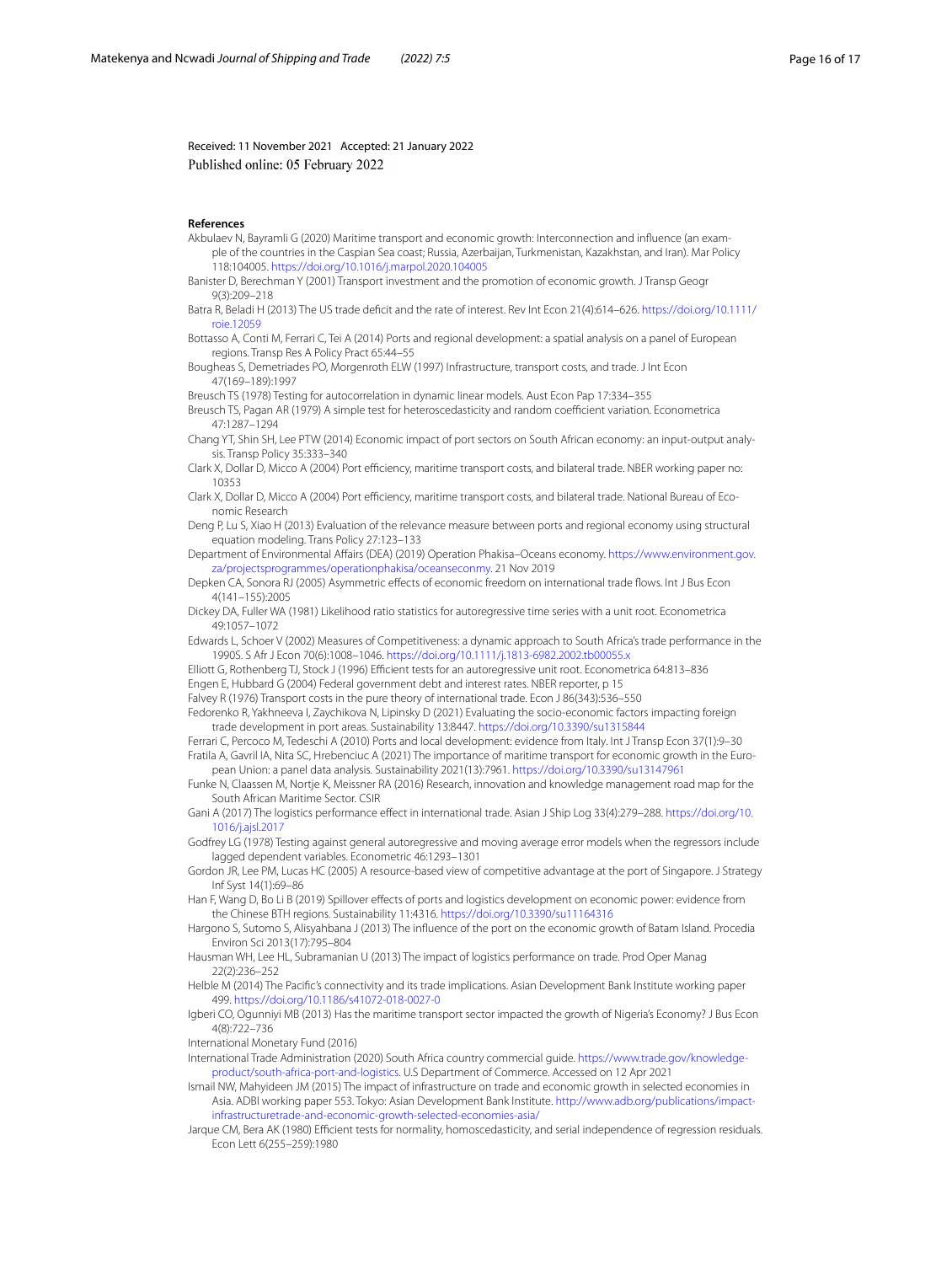Received: 11 November 2021 Accepted: 21 January 2022
Published online: 05 February 2022

**References**

Akbulaev N, Bayramli G (2020) Maritime transport and economic growth: Interconnection and influence (an example of the countries in the Caspian Sea coast; Russia, Azerbaijan, Turkmenistan, Kazakhstan, and Iran). Mar Policy 118:104005. https://doi.org/10.1016/j.marpol.2020.104005

Banister D, Berechman Y (2001) Transport investment and the promotion of economic growth. J Transp Geogr 9(3):209–218

Batra R, Beladi H (2013) The US trade deficit and the rate of interest. Rev Int Econ 21(4):614–626. https://doi.org/10.1111/roie.12059

Bottasso A, Conti M, Ferrari C, Tei A (2014) Ports and regional development: a spatial analysis on a panel of European regions. Transp Res A Policy Pract 65:44–55

Bougheas S, Demetriades PO, Morgenroth ELW (1997) Infrastructure, transport costs, and trade. J Int Econ 47(169–189):1997

Breusch TS (1978) Testing for autocorrelation in dynamic linear models. Aust Econ Pap 17:334–355

Breusch TS, Pagan AR (1979) A simple test for heteroscedasticity and random coefficient variation. Econometrica 47:1287–1294

Chang YT, Shin SH, Lee PTW (2014) Economic impact of port sectors on South African economy: an input-output analysis. Transp Policy 35:333–340

Clark X, Dollar D, Micco A (2004) Port efficiency, maritime transport costs, and bilateral trade. NBER working paper no: 10353

Clark X, Dollar D, Micco A (2004) Port efficiency, maritime transport costs, and bilateral trade. National Bureau of Economic Research

Deng P, Lu S, Xiao H (2013) Evaluation of the relevance measure between ports and regional economy using structural equation modeling. Trans Policy 27:123–133

Department of Environmental Affairs (DEA) (2019) Operation Phakisa–Oceans economy. https://www.environment.gov.za/projectsprogrammes/operationphakisa/oceanseconmy. 21 Nov 2019

Depken CA, Sonora RJ (2005) Asymmetric effects of economic freedom on international trade flows. Int J Bus Econ 4(141–155):2005

Dickey DA, Fuller WA (1981) Likelihood ratio statistics for autoregressive time series with a unit root. Econometrica 49:1057–1072

Edwards L, Schoer V (2002) Measures of Competitiveness: a dynamic approach to South Africa's trade performance in the 1990S. S Afr J Econ 70(6):1008–1046. https://doi.org/10.1111/j.1813-6982.2002.tb00055.x

Elliott G, Rothenberg TJ, Stock J (1996) Efficient tests for an autoregressive unit root. Econometrica 64:813–836

Engen E, Hubbard G (2004) Federal government debt and interest rates. NBER reporter, p 15

Falvey R (1976) Transport costs in the pure theory of international trade. Econ J 86(343):536–550

Fedorenko R, Yakhneeva I, Zaychikova N, Lipinsky D (2021) Evaluating the socio-economic factors impacting foreign trade development in port areas. Sustainability 13:8447. https://doi.org/10.3390/su13158447

Ferrari C, Percoco M, Tedeschi A (2010) Ports and local development: evidence from Italy. Int J Transp Econ 37(1):9–30

Fratila A, Gavril IA, Nita SC, Hrebenciuc A (2021) The importance of maritime transport for economic growth in the European Union: a panel data analysis. Sustainability 2021(13):7961. https://doi.org/10.3390/su13147961

Funke N, Claassen M, Nortje K, Meissner RA (2016) Research, innovation and knowledge management road map for the South African Maritime Sector. CSIR

Gani A (2017) The logistics performance effect in international trade. Asian J Ship Log 33(4):279–288. https://doi.org/10.1016/j.ajsl.2017

Godfrey LG (1978) Testing against general autoregressive and moving average error models when the regressors include lagged dependent variables. Econometric 46:1293–1301

Gordon JR, Lee PM, Lucas HC (2005) A resource-based view of competitive advantage at the port of Singapore. J Strategy Inf Syst 14(1):69–86

Han F, Wang D, Bo Li B (2019) Spillover effects of ports and logistics development on economic power: evidence from the Chinese BTH regions. Sustainability 11:4316. https://doi.org/10.3390/su11164316

Hargono S, Sutomo S, Alisyahbana J (2013) The influence of the port on the economic growth of Batam Island. Procedia Environ Sci 2013(17):795–804

Hausman WH, Lee HL, Subramanian U (2013) The impact of logistics performance on trade. Prod Oper Manag 22(2):236–252

Helble M (2014) The Pacific's connectivity and its trade implications. Asian Development Bank Institute working paper 499. https://doi.org/10.1186/s41072-018-0027-0

Igberi CO, Ogunniyi MB (2013) Has the maritime transport sector impacted the growth of Nigeria's Economy? J Bus Econ 4(8):722–736

International Monetary Fund (2016)

International Trade Administration (2020) South Africa country commercial guide. https://www.trade.gov/knowledge-product/south-africa-port-and-logistics. U.S Department of Commerce. Accessed on 12 Apr 2021

Ismail NW, Mahyideen JM (2015) The impact of infrastructure on trade and economic growth in selected economies in Asia. ADBI working paper 553. Tokyo: Asian Development Bank Institute. http://www.adb.org/publications/impact-infrastructuretrade-and-economic-growth-selected-economies-asia/

Jarque CM, Bera AK (1980) Efficient tests for normality, homoscedasticity, and serial independence of regression residuals. Econ Lett 6(255–259):1980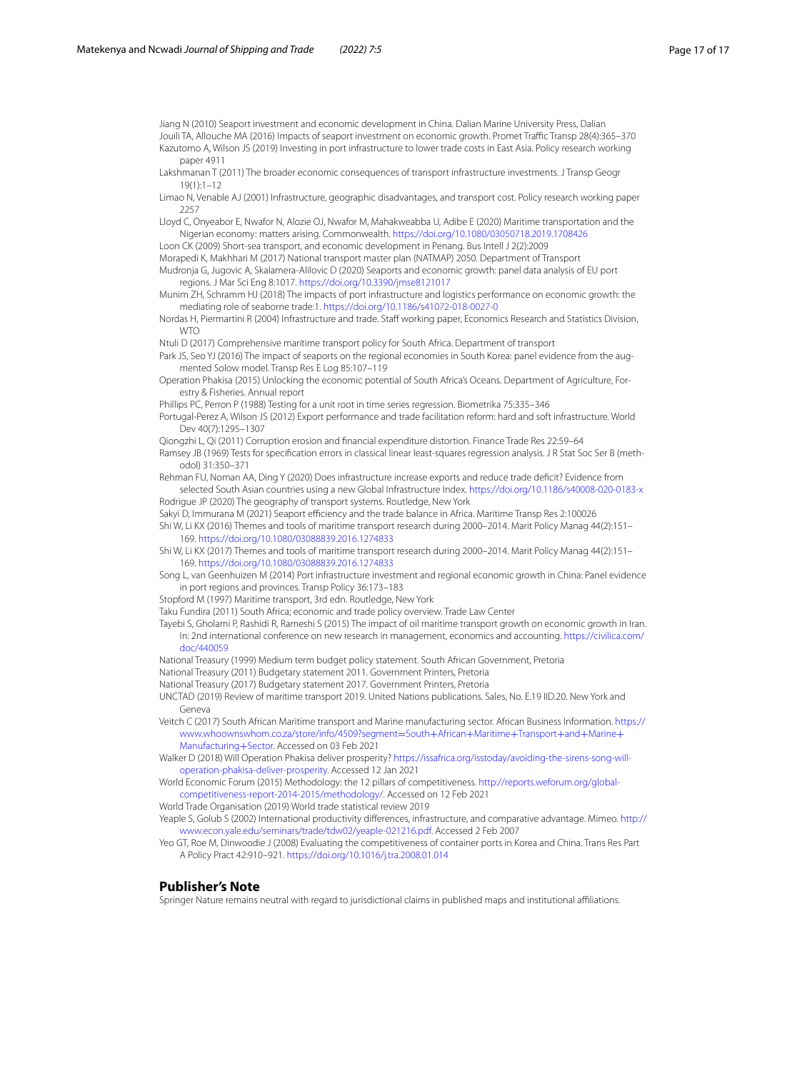Jiang N (2010) Seaport investment and economic development in China. Dalian Marine University Press, Dalian

Jouili TA, Allouche MA (2016) Impacts of seaport investment on economic growth. Promet Traffic Transp 28(4):365–370

Kazutomo A, Wilson JS (2019) Investing in port infrastructure to lower trade costs in East Asia. Policy research working paper 4911

Lakshmanan T (2011) The broader economic consequences of transport infrastructure investments. J Transp Geogr 19(1):1–12

Limao N, Venable AJ (2001) Infrastructure, geographic disadvantages, and transport cost. Policy research working paper 2257

Lloyd C, Onyeabor E, Nwafor N, Alozie OJ, Nwafor M, Mahakweabba U, Adibe E (2020) Maritime transportation and the Nigerian economy: matters arising. Commonwealth. https://doi.org/10.1080/03050718.2019.1708426

Loon CK (2009) Short-sea transport, and economic development in Penang. Bus Intell J 2(2):2009

Morapedi K, Makhhari M (2017) National transport master plan (NATMAP) 2050. Department of Transport

Mudronja G, Jugovic A, Skalamera-Alilovic D (2020) Seaports and economic growth: panel data analysis of EU port regions. J Mar Sci Eng 8:1017. https://doi.org/10.3390/jmse8121017

Munim ZH, Schramm HJ (2018) The impacts of port infrastructure and logistics performance on economic growth: the mediating role of seaborne trade:1. https://doi.org/10.1186/s41072-018-0027-0

Nordas H, Piermartini R (2004) Infrastructure and trade. Staff working paper, Economics Research and Statistics Division, WTO

Ntuli D (2017) Comprehensive maritime transport policy for South Africa. Department of transport

Park JS, Seo YJ (2016) The impact of seaports on the regional economies in South Korea: panel evidence from the augmented Solow model. Transp Res E Log 85:107–119

Operation Phakisa (2015) Unlocking the economic potential of South Africa's Oceans. Department of Agriculture, Forestry & Fisheries. Annual report

Phillips PC, Perron P (1988) Testing for a unit root in time series regression. Biometrika 75:335–346

Portugal-Perez A, Wilson JS (2012) Export performance and trade facilitation reform: hard and soft infrastructure. World Dev 40(7):1295–1307

Qiongzhi L, Qi (2011) Corruption erosion and financial expenditure distortion. Finance Trade Res 22:59–64

Ramsey JB (1969) Tests for specification errors in classical linear least-squares regression analysis. J R Stat Soc Ser B (methodol) 31:350–371

Rehman FU, Noman AA, Ding Y (2020) Does infrastructure increase exports and reduce trade deficit? Evidence from selected South Asian countries using a new Global Infrastructure Index. https://doi.org/10.1186/s40008-020-0183-x

Rodrigue JP (2020) The geography of transport systems. Routledge, New York

Sakyi D, Immurana M (2021) Seaport efficiency and the trade balance in Africa. Maritime Transp Res 2:100026

Shi W, Li KX (2016) Themes and tools of maritime transport research during 2000–2014. Marit Policy Manag 44(2):151–169. https://doi.org/10.1080/03088839.2016.1274833

Shi W, Li KX (2017) Themes and tools of maritime transport research during 2000–2014. Marit Policy Manag 44(2):151–169. https://doi.org/10.1080/03088839.2016.1274833

Song L, van Geenhuizen M (2014) Port infrastructure investment and regional economic growth in China: Panel evidence in port regions and provinces. Transp Policy 36:173–183

Stopford M (1997) Maritime transport, 3rd edn. Routledge, New York

Taku Fundira (2011) South Africa; economic and trade policy overview. Trade Law Center

Tayebi S, Gholami P, Rashidi R, Rameshi S (2015) The impact of oil maritime transport growth on economic growth in Iran. In: 2nd international conference on new research in management, economics and accounting. https://civilica.com/doc/440059

National Treasury (1999) Medium term budget policy statement. South African Government, Pretoria

National Treasury (2011) Budgetary statement 2011. Government Printers, Pretoria

National Treasury (2017) Budgetary statement 2017. Government Printers, Pretoria

UNCTAD (2019) Review of maritime transport 2019. United Nations publications. Sales, No. E.19 IID.20. New York and Geneva

Veitch C (2017) South African Maritime transport and Marine manufacturing sector. African Business Information. https://www.whoownswhom.co.za/store/info/4509?segment=South+African+Maritime+Transport+and+Marine+Manufacturing+Sector. Accessed on 03 Feb 2021

Walker D (2018) Will Operation Phakisa deliver prosperity? https://issafrica.org/isstoday/avoiding-the-sirens-song-will-operation-phakisa-deliver-prosperity. Accessed 12 Jan 2021

World Economic Forum (2015) Methodology: the 12 pillars of competitiveness. http://reports.weforum.org/global-competitiveness-report-2014-2015/methodology/. Accessed on 12 Feb 2021

World Trade Organisation (2019) World trade statistical review 2019

Yeaple S, Golub S (2002) International productivity differences, infrastructure, and comparative advantage. Mimeo. http://www.econ.yale.edu/seminars/trade/tdw02/yeaple-021216.pdf. Accessed 2 Feb 2007

Yeo GT, Roe M, Dinwoodie J (2008) Evaluating the competitiveness of container ports in Korea and China. Trans Res Part A Policy Pract 42:910–921. https://doi.org/10.1016/j.tra.2008.01.014

## Publisher's Note

Springer Nature remains neutral with regard to jurisdictional claims in published maps and institutional affiliations.